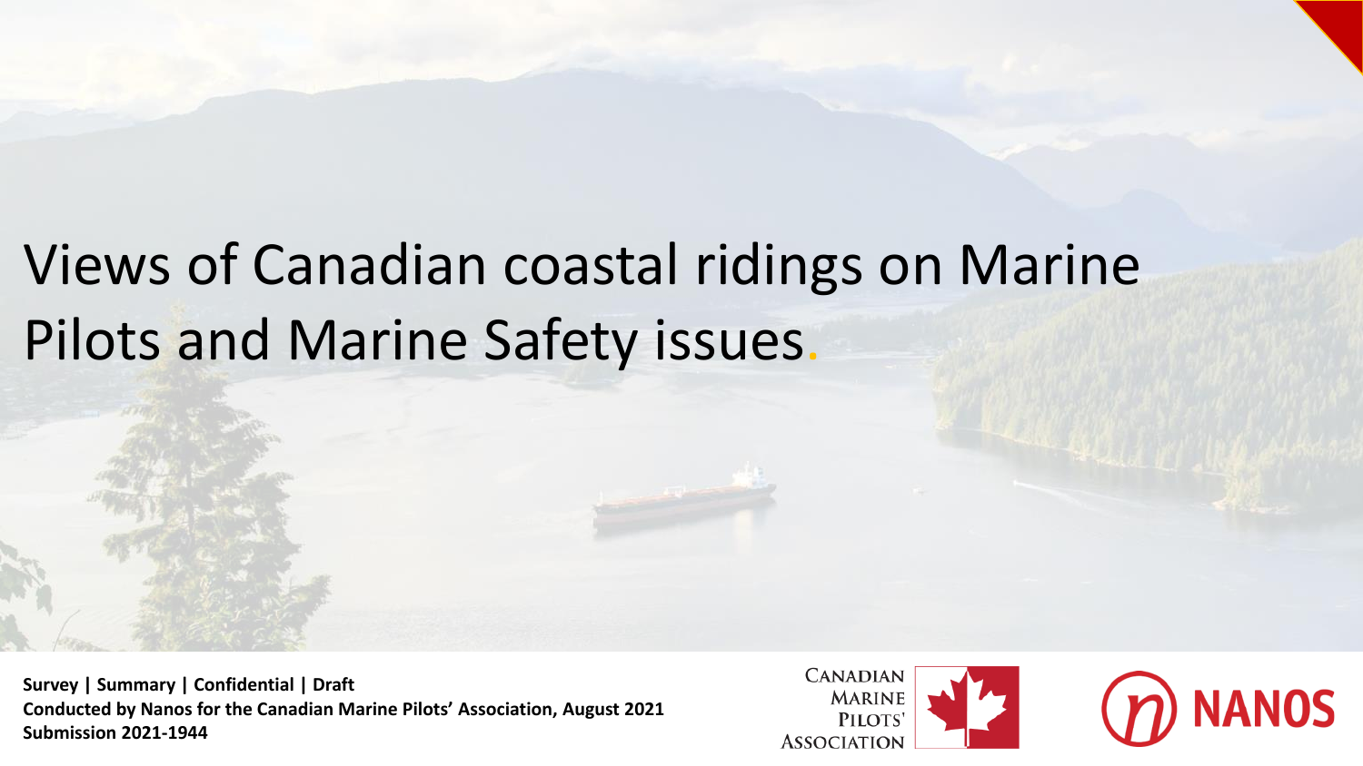# Views of Canadian coastal ridings on Marine Pilots and Marine Safety issues.

**Survey | Summary | Confidential | Draft**
**Conducted by Nanos for the Canadian Marine Pilots' Association, August 2021**
**Submission 2021-1944**

CANADIAN MARINE PILOTS' ASSOCIATION

NANOS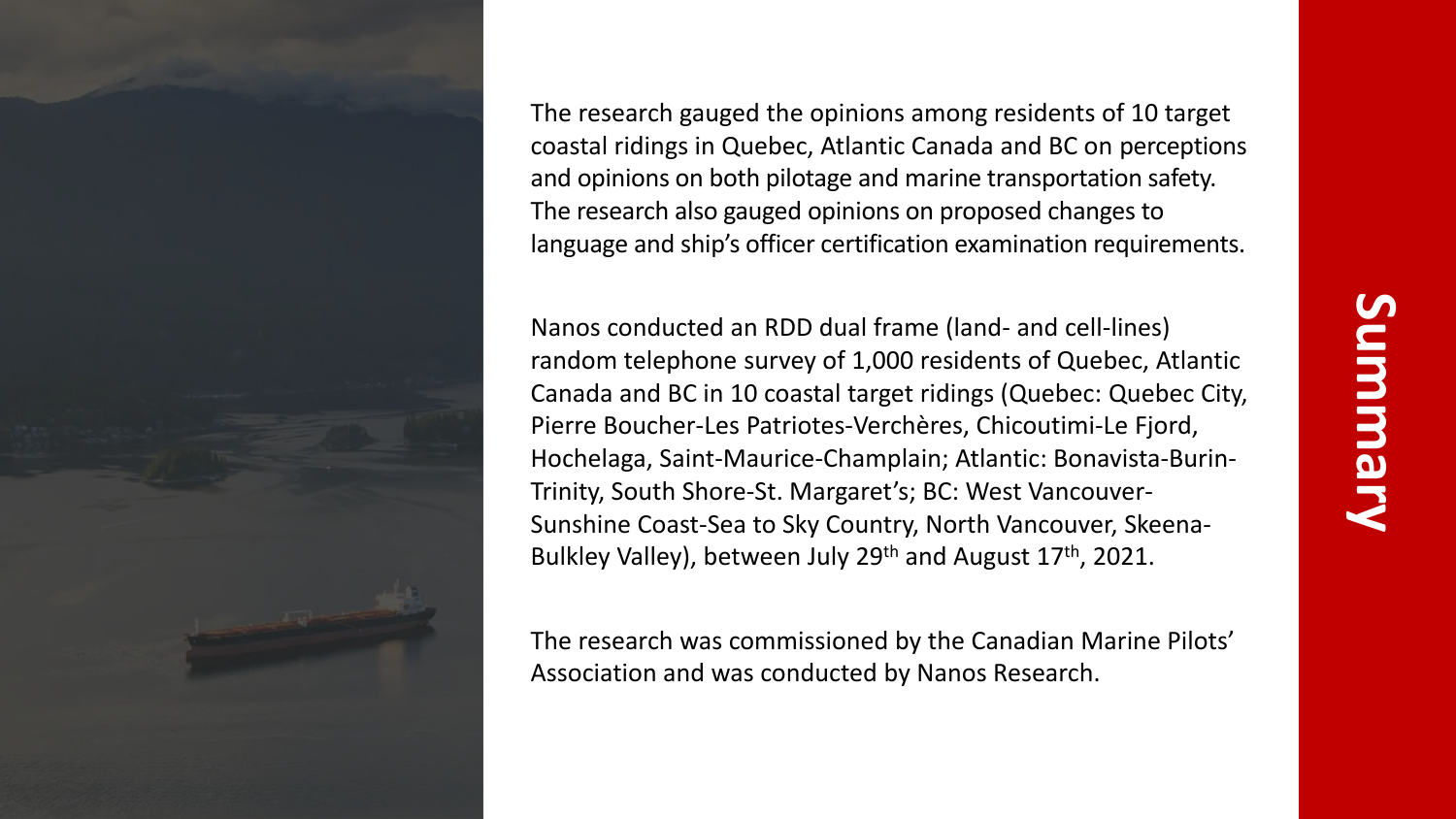# Summary

The research gauged the opinions among residents of 10 target coastal ridings in Quebec, Atlantic Canada and BC on perceptions and opinions on both pilotage and marine transportation safety. The research also gauged opinions on proposed changes to language and ship's officer certification examination requirements.

Nanos conducted an RDD dual frame (land- and cell-lines) random telephone survey of 1,000 residents of Quebec, Atlantic Canada and BC in 10 coastal target ridings (Quebec: Quebec City, Pierre Boucher-Les Patriotes-Verchères, Chicoutimi-Le Fjord, Hochelaga, Saint-Maurice-Champlain; Atlantic: Bonavista-Burin-Trinity, South Shore-St. Margaret's; BC: West Vancouver-Sunshine Coast-Sea to Sky Country, North Vancouver, Skeena-Bulkley Valley), between July 29th and August 17th, 2021.

The research was commissioned by the Canadian Marine Pilots' Association and was conducted by Nanos Research.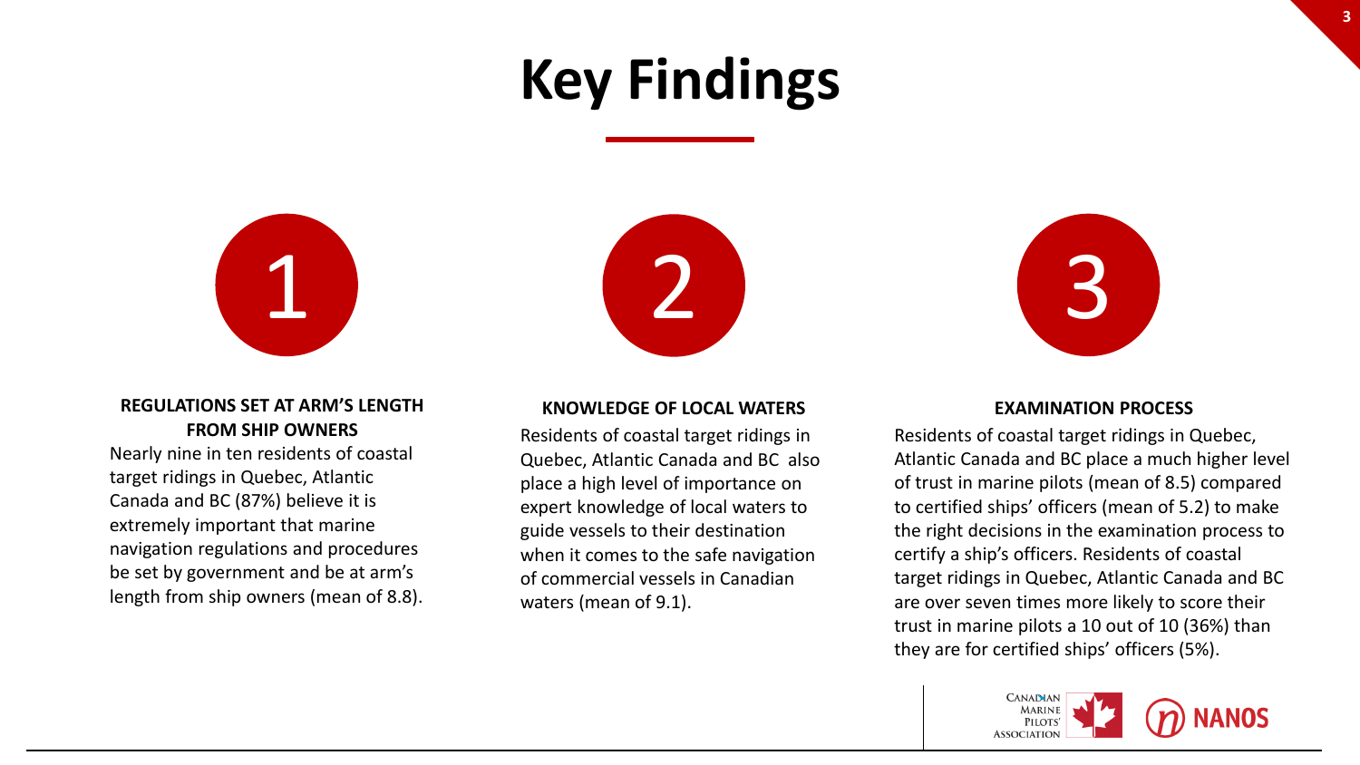# Key Findings

## 1

**REGULATIONS SET AT ARM'S LENGTH FROM SHIP OWNERS**

Nearly nine in ten residents of coastal target ridings in Quebec, Atlantic Canada and BC (87%) believe it is extremely important that marine navigation regulations and procedures be set by government and be at arm's length from ship owners (mean of 8.8).

## 2

**KNOWLEDGE OF LOCAL WATERS**

Residents of coastal target ridings in Quebec, Atlantic Canada and BC also place a high level of importance on expert knowledge of local waters to guide vessels to their destination when it comes to the safe navigation of commercial vessels in Canadian waters (mean of 9.1).

## 3

**EXAMINATION PROCESS**

Residents of coastal target ridings in Quebec, Atlantic Canada and BC place a much higher level of trust in marine pilots (mean of 8.5) compared to certified ships' officers (mean of 5.2) to make the right decisions in the examination process to certify a ship's officers. Residents of coastal target ridings in Quebec, Atlantic Canada and BC are over seven times more likely to score their trust in marine pilots a 10 out of 10 (36%) than they are for certified ships' officers (5%).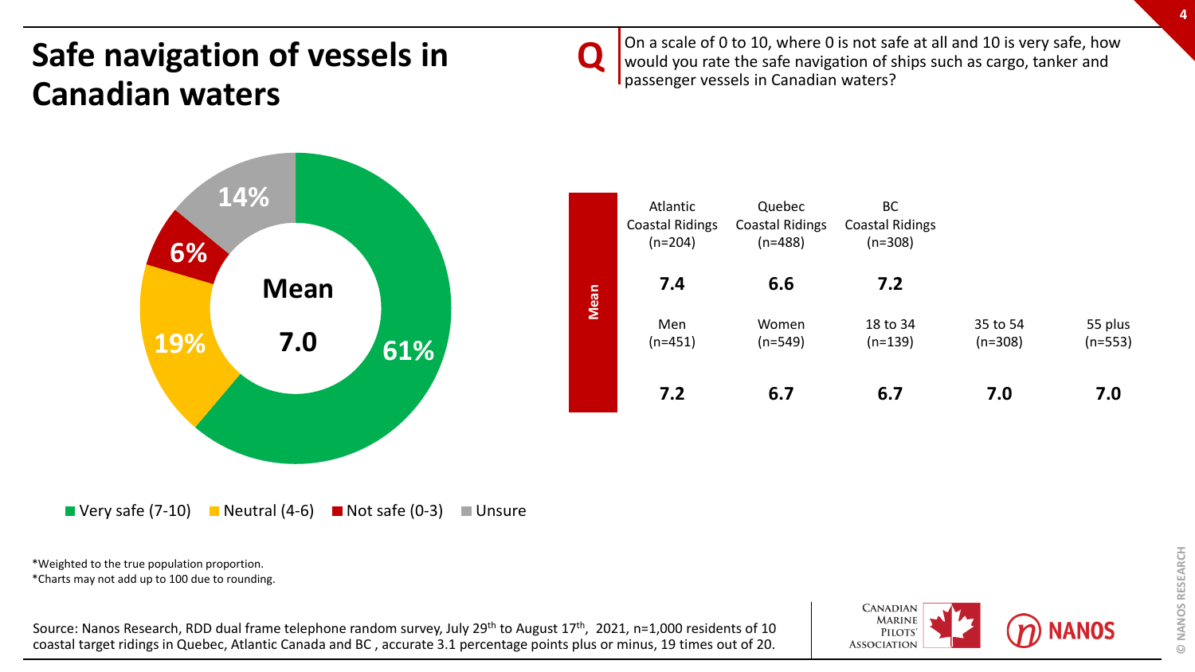# Safe navigation of vessels in Canadian waters

**Q** On a scale of 0 to 10, where 0 is not safe at all and 10 is very safe, how would you rate the safe navigation of ships such as cargo, tanker and passenger vessels in Canadian waters?

**Mean 7.0**

| Response | % |
|---|---|
| Very safe (7-10) | 61% |
| Neutral (4-6) | 19% |
| Not safe (0-3) | 6% |
| Unsure | 14% |

**Mean**

| Atlantic Coastal Ridings (n=204) | Quebec Coastal Ridings (n=488) | BC Coastal Ridings (n=308) |
|---|---|---|
| 7.4 | 6.6 | 7.2 |

| Men (n=451) | Women (n=549) | 18 to 34 (n=139) | 35 to 54 (n=308) | 55 plus (n=553) |
|---|---|---|---|---|
| 7.2 | 6.7 | 6.7 | 7.0 | 7.0 |

*Weighted to the true population proportion.
*Charts may not add up to 100 due to rounding.

Source: Nanos Research, RDD dual frame telephone random survey, July 29th to August 17th, 2021, n=1,000 residents of 10 coastal target ridings in Quebec, Atlantic Canada and BC , accurate 3.1 percentage points plus or minus, 19 times out of 20.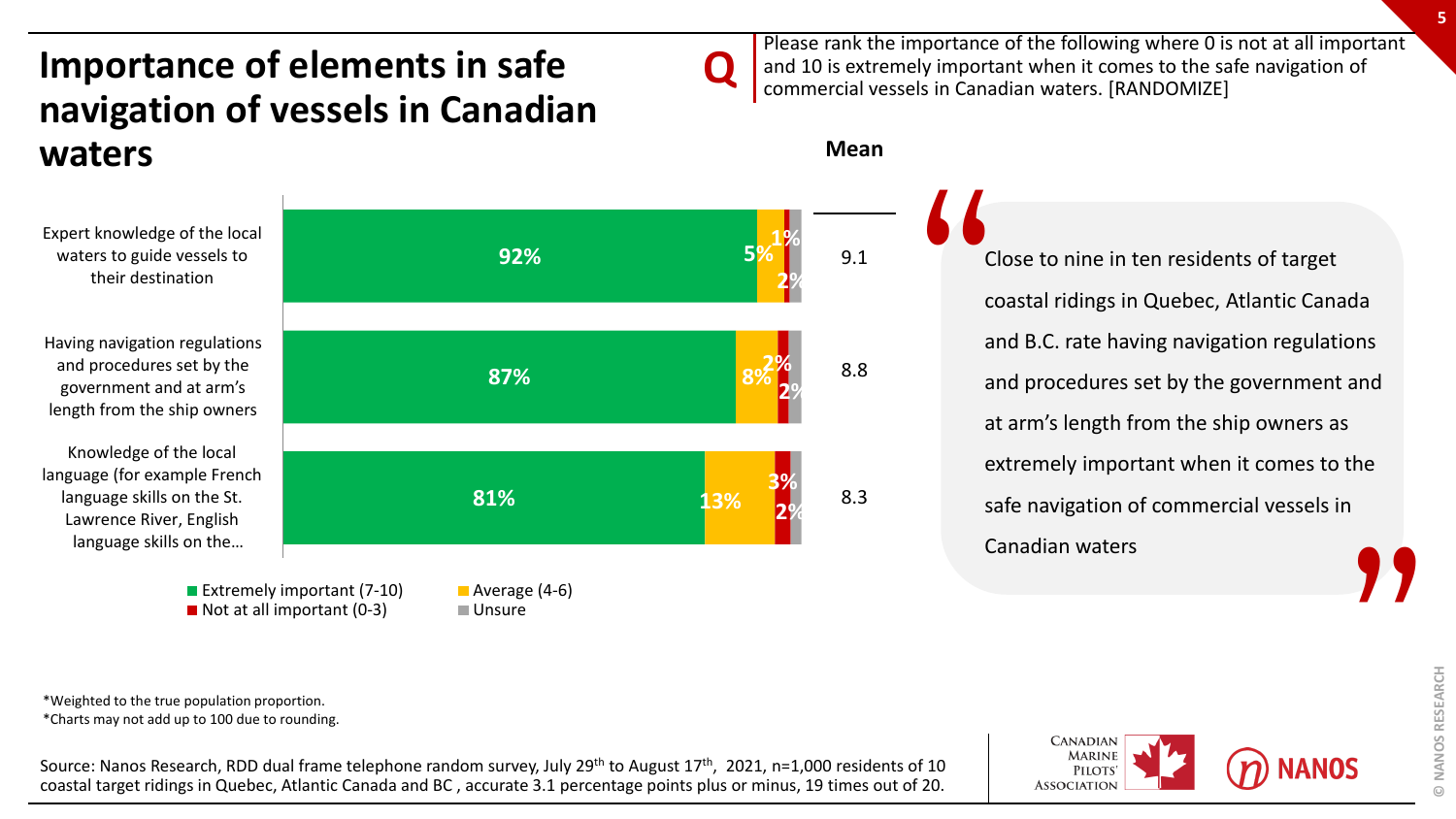# Importance of elements in safe navigation of vessels in Canadian waters

**Q** Please rank the importance of the following where 0 is not at all important and 10 is extremely important when it comes to the safe navigation of commercial vessels in Canadian waters. [RANDOMIZE]

| Element | Extremely important (7-10) | Average (4-6) | Not at all important (0-3) | Unsure | Mean |
|---|---|---|---|---|---|
| Expert knowledge of the local waters to guide vessels to their destination | 92% | 5% | 1% | 2% | 9.1 |
| Having navigation regulations and procedures set by the government and at arm's length from the ship owners | 87% | 8% | 2% | 2% | 8.8 |
| Knowledge of the local language (for example French language skills on the St. Lawrence River, English language skills on the… | 81% | 13% | 3% | 2% | 8.3 |

> Close to nine in ten residents of target coastal ridings in Quebec, Atlantic Canada and B.C. rate having navigation regulations and procedures set by the government and at arm's length from the ship owners as extremely important when it comes to the safe navigation of commercial vessels in Canadian waters

*Weighted to the true population proportion.
*Charts may not add up to 100 due to rounding.

Source: Nanos Research, RDD dual frame telephone random survey, July 29th to August 17th, 2021, n=1,000 residents of 10 coastal target ridings in Quebec, Atlantic Canada and BC , accurate 3.1 percentage points plus or minus, 19 times out of 20.

Canadian Marine Pilots' Association | NANOS

© NANOS RESEARCH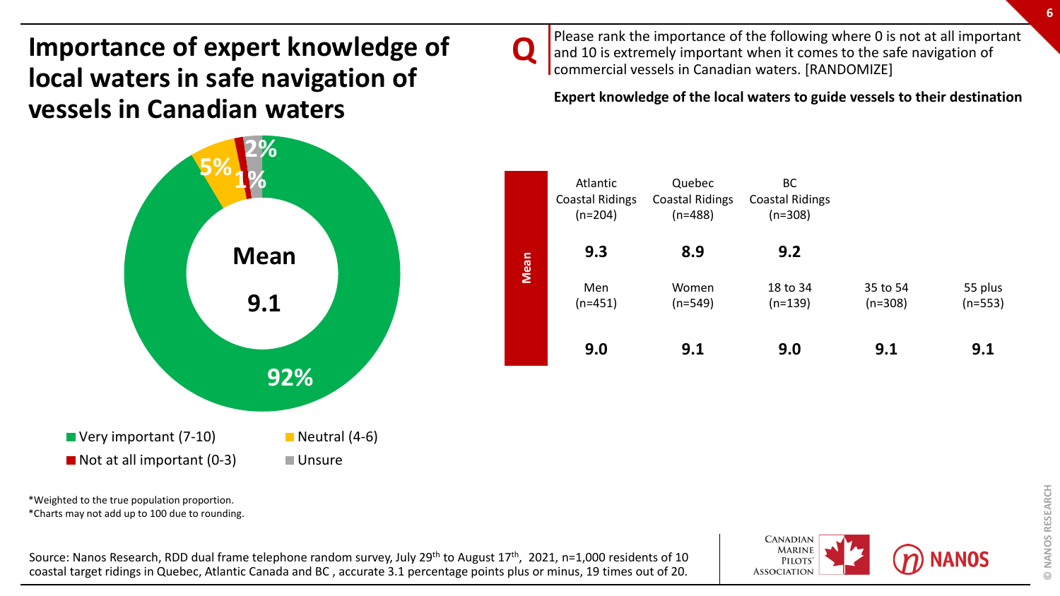# Importance of expert knowledge of local waters in safe navigation of vessels in Canadian waters

**Q** Please rank the importance of the following where 0 is not at all important and 10 is extremely important when it comes to the safe navigation of commercial vessels in Canadian waters. [RANDOMIZE]

**Expert knowledge of the local waters to guide vessels to their destination**

Mean 9.1

- Very important (7-10): 92%
- Neutral (4-6): 5%
- Not at all important (0-3): 1%
- Unsure: 2%

| | Atlantic Coastal Ridings (n=204) | Quebec Coastal Ridings (n=488) | BC Coastal Ridings (n=308) | | |
|---|---|---|---|---|---|
| **Mean** | **9.3** | **8.9** | **9.2** | | |
| | Men (n=451) | Women (n=549) | 18 to 34 (n=139) | 35 to 54 (n=308) | 55 plus (n=553) |
| **Mean** | **9.0** | **9.1** | **9.0** | **9.1** | **9.1** |

*Weighted to the true population proportion.
*Charts may not add up to 100 due to rounding.

Source: Nanos Research, RDD dual frame telephone random survey, July 29th to August 17th, 2021, n=1,000 residents of 10 coastal target ridings in Quebec, Atlantic Canada and BC , accurate 3.1 percentage points plus or minus, 19 times out of 20.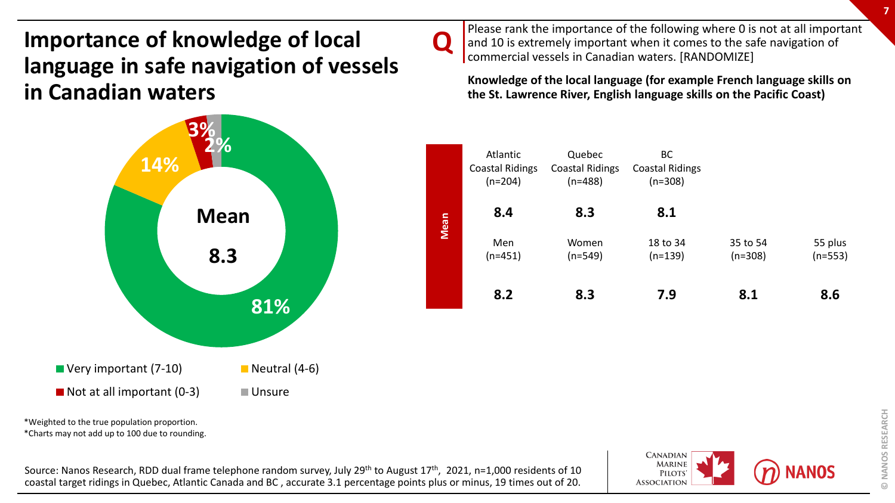# Importance of knowledge of local language in safe navigation of vessels in Canadian waters

**Q** Please rank the importance of the following where 0 is not at all important and 10 is extremely important when it comes to the safe navigation of commercial vessels in Canadian waters. [RANDOMIZE]

**Knowledge of the local language (for example French language skills on the St. Lawrence River, English language skills on the Pacific Coast)**

**Mean 8.3**

- Very important (7-10): 81%
- Neutral (4-6): 14%
- Not at all important (0-3): 3%
- Unsure: 2%

**Mean**

| Atlantic Coastal Ridings (n=204) | Quebec Coastal Ridings (n=488) | BC Coastal Ridings (n=308) | | |
|---|---|---|---|---|
| **8.4** | **8.3** | **8.1** | | |
| **Men (n=451)** | **Women (n=549)** | **18 to 34 (n=139)** | **35 to 54 (n=308)** | **55 plus (n=553)** |
| **8.2** | **8.3** | **7.9** | **8.1** | **8.6** |

*Weighted to the true population proportion.
*Charts may not add up to 100 due to rounding.

Source: Nanos Research, RDD dual frame telephone random survey, July 29th to August 17th, 2021, n=1,000 residents of 10 coastal target ridings in Quebec, Atlantic Canada and BC, accurate 3.1 percentage points plus or minus, 19 times out of 20.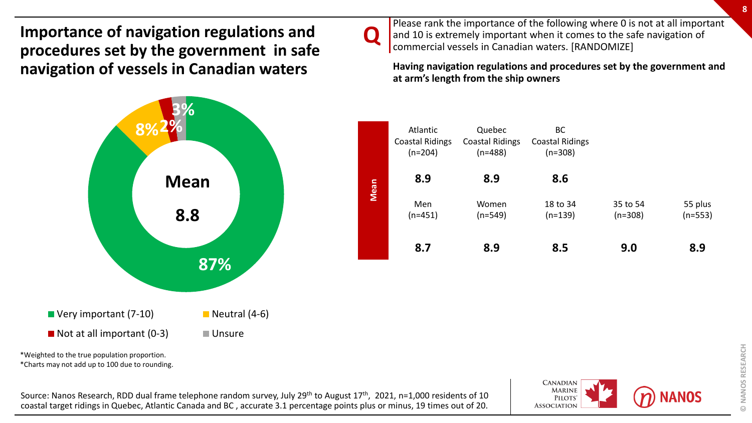# Importance of navigation regulations and procedures set by the government in safe navigation of vessels in Canadian waters

**Q** Please rank the importance of the following where 0 is not at all important and 10 is extremely important when it comes to the safe navigation of commercial vessels in Canadian waters. [RANDOMIZE]

**Having navigation regulations and procedures set by the government and at arm's length from the ship owners**

| Response | % |
|---|---|
| Very important (7-10) | 87% |
| Neutral (4-6) | 8% |
| Not at all important (0-3) | 2% |
| Unsure | 3% |

**Mean 8.8**

| | Atlantic Coastal Ridings (n=204) | Quebec Coastal Ridings (n=488) | BC Coastal Ridings (n=308) | | |
|---|---|---|---|---|---|
| Mean | 8.9 | 8.9 | 8.6 | | |
| | **Men (n=451)** | **Women (n=549)** | **18 to 34 (n=139)** | **35 to 54 (n=308)** | **55 plus (n=553)** |
| Mean | 8.7 | 8.9 | 8.5 | 9.0 | 8.9 |

*Weighted to the true population proportion.
*Charts may not add up to 100 due to rounding.

Source: Nanos Research, RDD dual frame telephone random survey, July 29th to August 17th, 2021, n=1,000 residents of 10 coastal target ridings in Quebec, Atlantic Canada and BC, accurate 3.1 percentage points plus or minus, 19 times out of 20.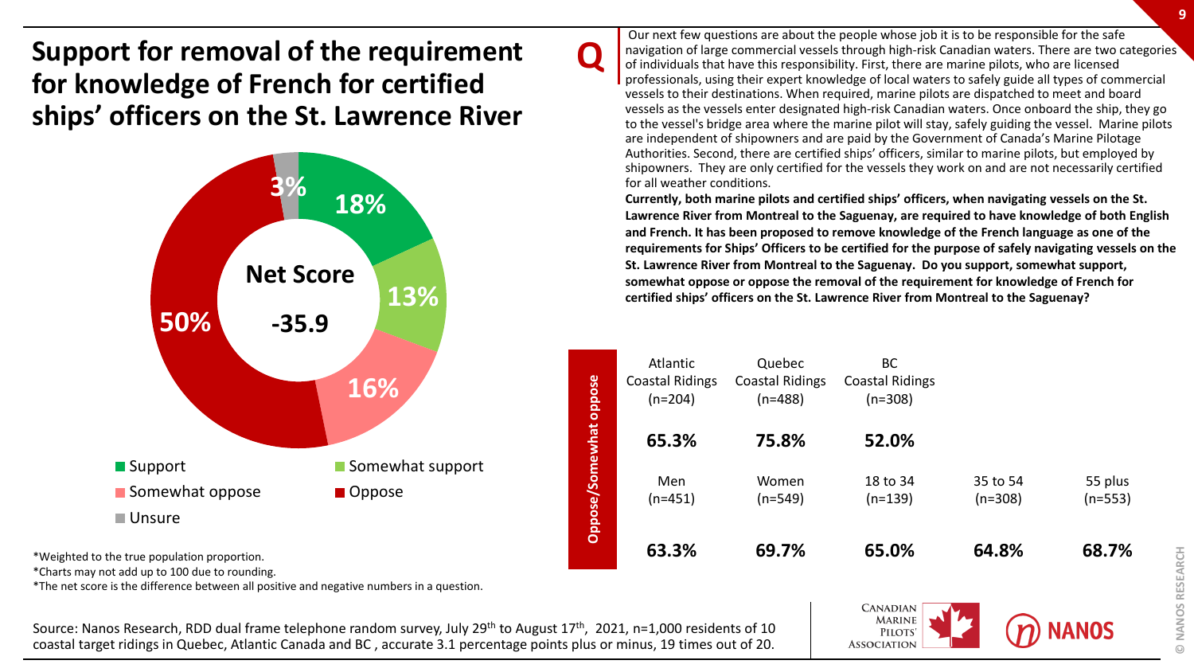# Support for removal of the requirement for knowledge of French for certified ships' officers on the St. Lawrence River

**Net Score -35.9**

| Response | % |
|---|---|
| Support | 18% |
| Somewhat support | 13% |
| Somewhat oppose | 16% |
| Oppose | 50% |
| Unsure | 3% |

*Weighted to the true population proportion.
*Charts may not add up to 100 due to rounding.
*The net score is the difference between all positive and negative numbers in a question.

**Q** Our next few questions are about the people whose job it is to be responsible for the safe navigation of large commercial vessels through high-risk Canadian waters. There are two categories of individuals that have this responsibility. First, there are marine pilots, who are licensed professionals, using their expert knowledge of local waters to safely guide all types of commercial vessels to their destinations. When required, marine pilots are dispatched to meet and board vessels as the vessels enter designated high-risk Canadian waters. Once onboard the ship, they go to the vessel's bridge area where the marine pilot will stay, safely guiding the vessel. Marine pilots are independent of shipowners and are paid by the Government of Canada's Marine Pilotage Authorities. Second, there are certified ships' officers, similar to marine pilots, but employed by shipowners. They are only certified for the vessels they work on and are not necessarily certified for all weather conditions.

**Currently, both marine pilots and certified ships' officers, when navigating vessels on the St. Lawrence River from Montreal to the Saguenay, are required to have knowledge of both English and French. It has been proposed to remove knowledge of the French language as one of the requirements for Ships' Officers to be certified for the purpose of safely navigating vessels on the St. Lawrence River from Montreal to the Saguenay. Do you support, somewhat support, somewhat oppose or oppose the removal of the requirement for knowledge of French for certified ships' officers on the St. Lawrence River from Montreal to the Saguenay?**

**Oppose/Somewhat oppose**

| Atlantic Coastal Ridings (n=204) | Quebec Coastal Ridings (n=488) | BC Coastal Ridings (n=308) |
|---|---|---|
| 65.3% | 75.8% | 52.0% |

| Men (n=451) | Women (n=549) | 18 to 34 (n=139) | 35 to 54 (n=308) | 55 plus (n=553) |
|---|---|---|---|---|
| 63.3% | 69.7% | 65.0% | 64.8% | 68.7% |

Source: Nanos Research, RDD dual frame telephone random survey, July 29th to August 17th, 2021, n=1,000 residents of 10 coastal target ridings in Quebec, Atlantic Canada and BC, accurate 3.1 percentage points plus or minus, 19 times out of 20.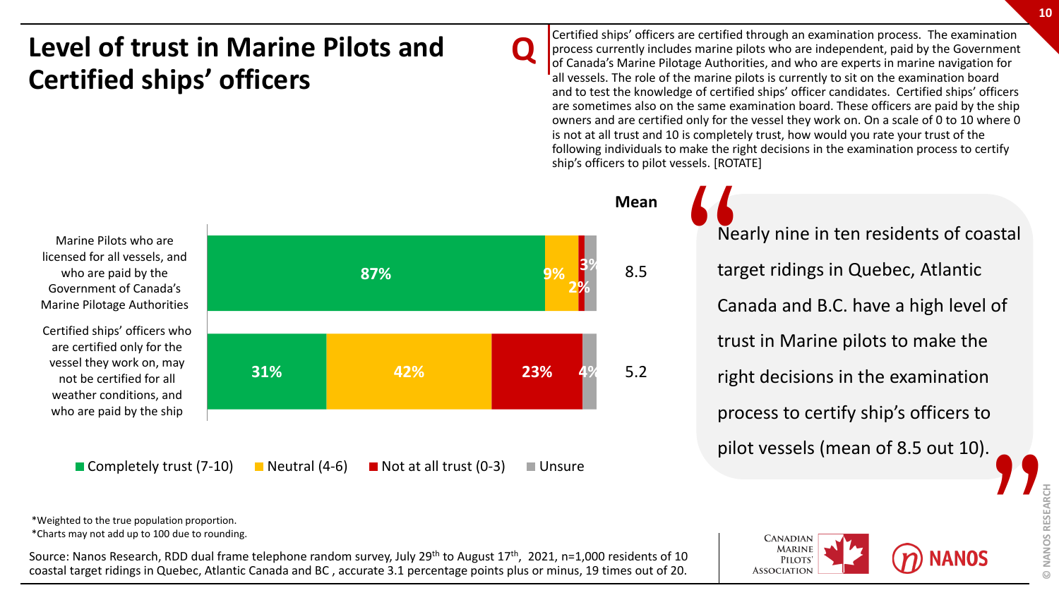# Level of trust in Marine Pilots and Certified ships' officers

**Q** Certified ships' officers are certified through an examination process. The examination process currently includes marine pilots who are independent, paid by the Government of Canada's Marine Pilotage Authorities, and who are experts in marine navigation for all vessels. The role of the marine pilots is currently to sit on the examination board and to test the knowledge of certified ships' officer candidates. Certified ships' officers are sometimes also on the same examination board. These officers are paid by the ship owners and are certified only for the vessel they work on. On a scale of 0 to 10 where 0 is not at all trust and 10 is completely trust, how would you rate your trust of the following individuals to make the right decisions in the examination process to certify ship's officers to pilot vessels. [ROTATE]

| | Completely trust (7-10) | Neutral (4-6) | Not at all trust (0-3) | Unsure | Mean |
|---|---|---|---|---|---|
| Marine Pilots who are licensed for all vessels, and who are paid by the Government of Canada's Marine Pilotage Authorities | 87% | 9% | 2% | 3% | 8.5 |
| Certified ships' officers who are certified only for the vessel they work on, may not be certified for all weather conditions, and who are paid by the ship | 31% | 42% | 23% | 4% | 5.2 |

"Nearly nine in ten residents of coastal target ridings in Quebec, Atlantic Canada and B.C. have a high level of trust in Marine pilots to make the right decisions in the examination process to certify ship's officers to pilot vessels (mean of 8.5 out 10)."

*Weighted to the true population proportion.
*Charts may not add up to 100 due to rounding.

Source: Nanos Research, RDD dual frame telephone random survey, July 29th to August 17th, 2021, n=1,000 residents of 10 coastal target ridings in Quebec, Atlantic Canada and BC , accurate 3.1 percentage points plus or minus, 19 times out of 20.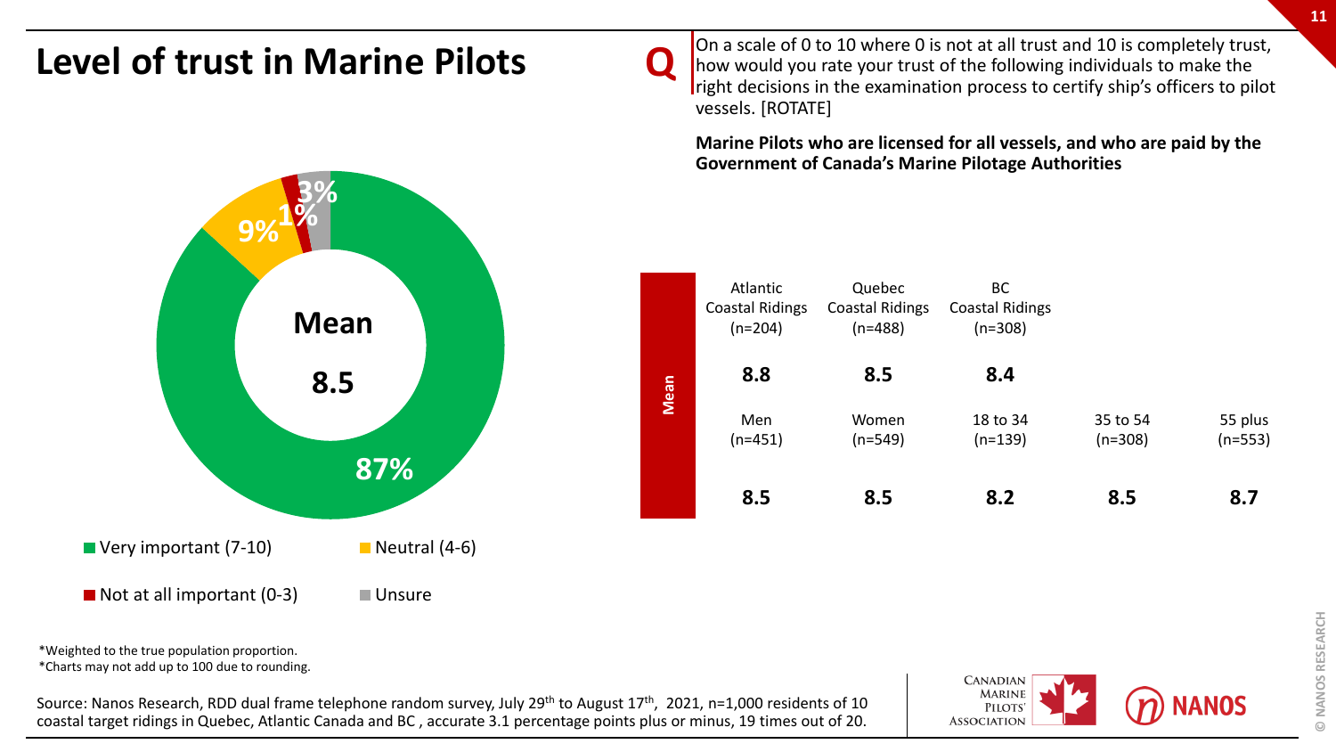# Level of trust in Marine Pilots

**Q** On a scale of 0 to 10 where 0 is not at all trust and 10 is completely trust, how would you rate your trust of the following individuals to make the right decisions in the examination process to certify ship's officers to pilot vessels. [ROTATE]

**Marine Pilots who are licensed for all vessels, and who are paid by the Government of Canada's Marine Pilotage Authorities**

**Mean 8.5**

- Very important (7-10): 87%
- Neutral (4-6): 9%
- Not at all important (0-3): 1%
- Unsure: 3%

| | Atlantic Coastal Ridings (n=204) | Quebec Coastal Ridings (n=488) | BC Coastal Ridings (n=308) | | |
|---|---|---|---|---|---|
| **Mean** | **8.8** | **8.5** | **8.4** | | |
| | Men (n=451) | Women (n=549) | 18 to 34 (n=139) | 35 to 54 (n=308) | 55 plus (n=553) |
| **Mean** | **8.5** | **8.5** | **8.2** | **8.5** | **8.7** |

*Weighted to the true population proportion.
*Charts may not add up to 100 due to rounding.

Source: Nanos Research, RDD dual frame telephone random survey, July 29th to August 17th, 2021, n=1,000 residents of 10 coastal target ridings in Quebec, Atlantic Canada and BC , accurate 3.1 percentage points plus or minus, 19 times out of 20.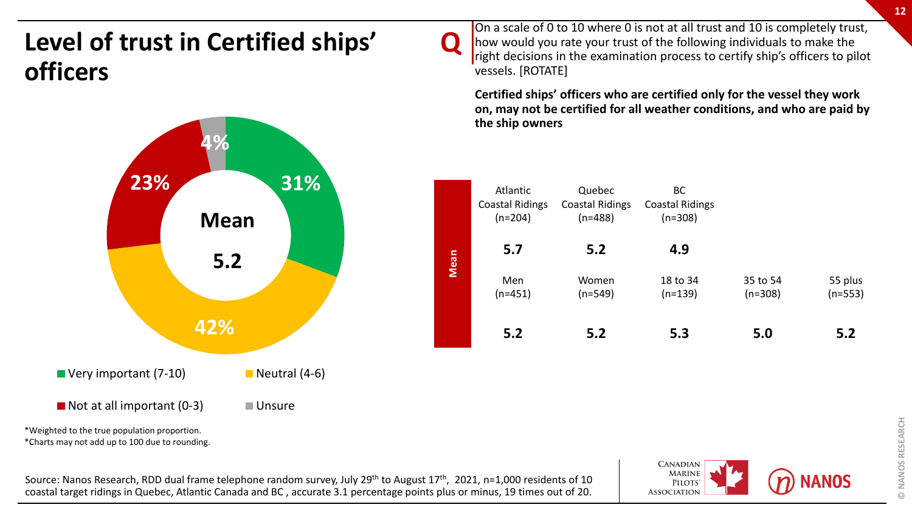# Level of trust in Certified ships' officers

**Q** On a scale of 0 to 10 where 0 is not at all trust and 10 is completely trust, how would you rate your trust of the following individuals to make the right decisions in the examination process to certify ship's officers to pilot vessels. [ROTATE]

**Certified ships' officers who are certified only for the vessel they work on, may not be certified for all weather conditions, and who are paid by the ship owners**

| Category | % |
|---|---|
| Very important (7-10) | 31% |
| Neutral (4-6) | 42% |
| Not at all important (0-3) | 23% |
| Unsure | 4% |

**Mean 5.2**

| | Atlantic Coastal Ridings (n=204) | Quebec Coastal Ridings (n=488) | BC Coastal Ridings (n=308) | | |
|---|---|---|---|---|---|
| Mean | **5.7** | **5.2** | **4.9** | | |
| | Men (n=451) | Women (n=549) | 18 to 34 (n=139) | 35 to 54 (n=308) | 55 plus (n=553) |
| Mean | **5.2** | **5.2** | **5.3** | **5.0** | **5.2** |

*Weighted to the true population proportion.
*Charts may not add up to 100 due to rounding.

Source: Nanos Research, RDD dual frame telephone random survey, July 29th to August 17th, 2021, n=1,000 residents of 10 coastal target ridings in Quebec, Atlantic Canada and BC , accurate 3.1 percentage points plus or minus, 19 times out of 20.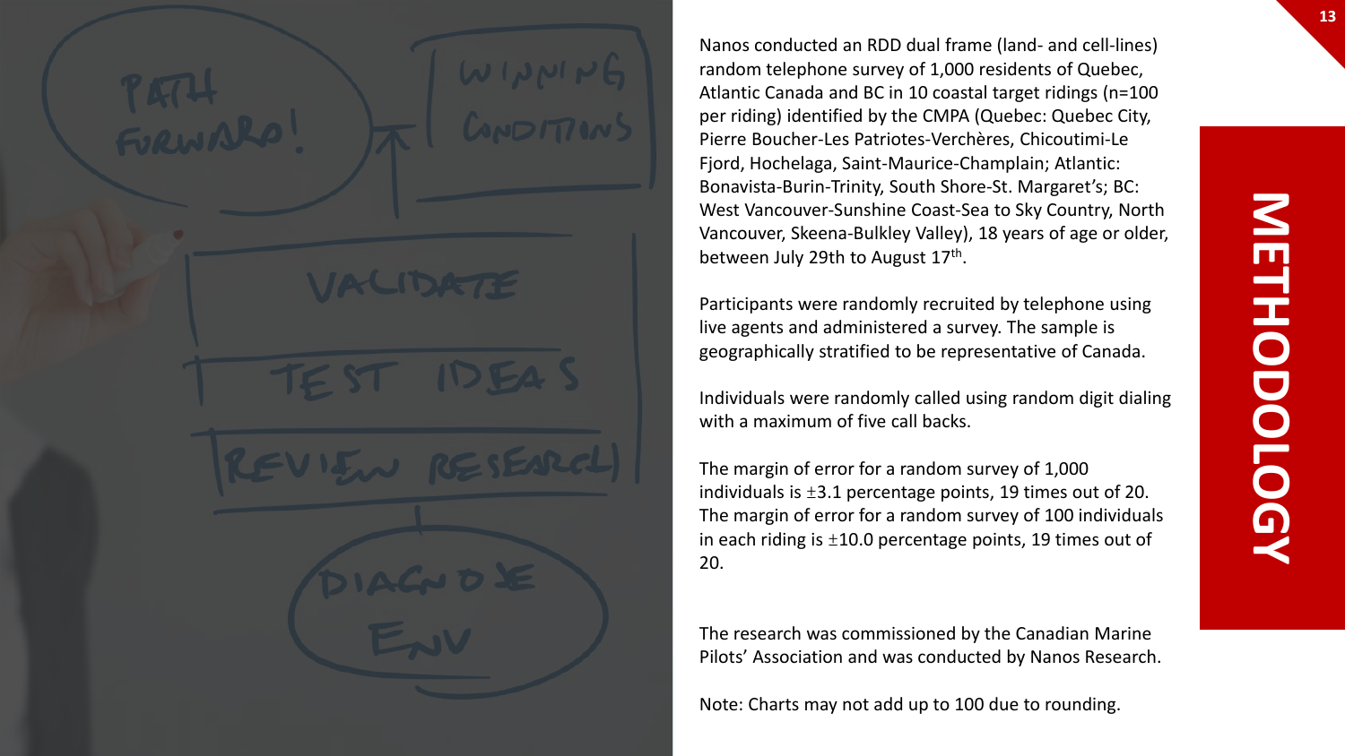# METHODOLOGY

Nanos conducted an RDD dual frame (land- and cell-lines) random telephone survey of 1,000 residents of Quebec, Atlantic Canada and BC in 10 coastal target ridings (n=100 per riding) identified by the CMPA (Quebec: Quebec City, Pierre Boucher-Les Patriotes-Verchères, Chicoutimi-Le Fjord, Hochelaga, Saint-Maurice-Champlain; Atlantic: Bonavista-Burin-Trinity, South Shore-St. Margaret's; BC: West Vancouver-Sunshine Coast-Sea to Sky Country, North Vancouver, Skeena-Bulkley Valley), 18 years of age or older, between July 29th to August 17th.

Participants were randomly recruited by telephone using live agents and administered a survey. The sample is geographically stratified to be representative of Canada.

Individuals were randomly called using random digit dialing with a maximum of five call backs.

The margin of error for a random survey of 1,000 individuals is ±3.1 percentage points, 19 times out of 20. The margin of error for a random survey of 100 individuals in each riding is ±10.0 percentage points, 19 times out of 20.

The research was commissioned by the Canadian Marine Pilots' Association and was conducted by Nanos Research.

Note: Charts may not add up to 100 due to rounding.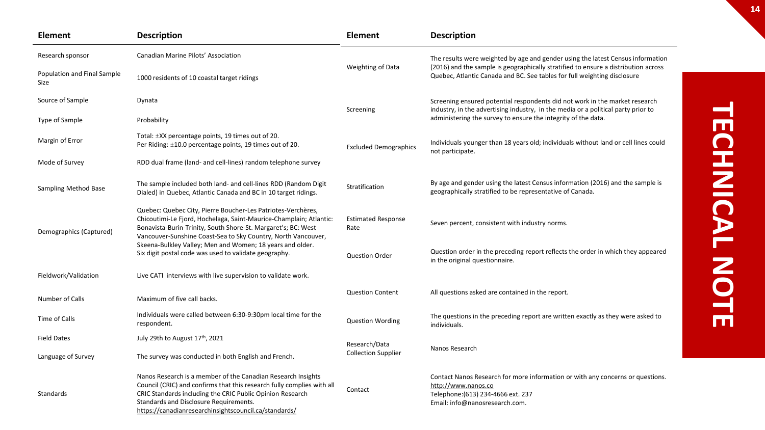# TECHNICAL NOTE

| Element | Description |
| --- | --- |
| Research sponsor | Canadian Marine Pilots' Association |
| Population and Final Sample Size | 1000 residents of 10 coastal target ridings |
| Source of Sample | Dynata |
| Type of Sample | Probability |
| Margin of Error | Total: ±XX percentage points, 19 times out of 20.<br>Per Riding: ±10.0 percentage points, 19 times out of 20. |
| Mode of Survey | RDD dual frame (land- and cell-lines) random telephone survey |
| Sampling Method Base | The sample included both land- and cell-lines RDD (Random Digit Dialed) in Quebec, Atlantic Canada and BC in 10 target ridings. |
| Demographics (Captured) | Quebec: Quebec City, Pierre Boucher-Les Patriotes-Verchères, Chicoutimi-Le Fjord, Hochelaga, Saint-Maurice-Champlain; Atlantic: Bonavista-Burin-Trinity, South Shore-St. Margaret's; BC: West Vancouver-Sunshine Coast-Sea to Sky Country, North Vancouver, Skeena-Bulkley Valley; Men and Women; 18 years and older.<br>Six digit postal code was used to validate geography. |
| Fieldwork/Validation | Live CATI interviews with live supervision to validate work. |
| Number of Calls | Maximum of five call backs. |
| Time of Calls | Individuals were called between 6:30-9:30pm local time for the respondent. |
| Field Dates | July 29th to August 17th, 2021 |
| Language of Survey | The survey was conducted in both English and French. |
| Standards | Nanos Research is a member of the Canadian Research Insights Council (CRIC) and confirms that this research fully complies with all CRIC Standards including the CRIC Public Opinion Research Standards and Disclosure Requirements.<br>https://canadianresearchinsightscouncil.ca/standards/ |

| Element | Description |
| --- | --- |
| Weighting of Data | The results were weighted by age and gender using the latest Census information (2016) and the sample is geographically stratified to ensure a distribution across Quebec, Atlantic Canada and BC. See tables for full weighting disclosure |
| Screening | Screening ensured potential respondents did not work in the market research industry, in the advertising industry, in the media or a political party prior to administering the survey to ensure the integrity of the data. |
| Excluded Demographics | Individuals younger than 18 years old; individuals without land or cell lines could not participate. |
| Stratification | By age and gender using the latest Census information (2016) and the sample is geographically stratified to be representative of Canada. |
| Estimated Response Rate | Seven percent, consistent with industry norms. |
| Question Order | Question order in the preceding report reflects the order in which they appeared in the original questionnaire. |
| Question Content | All questions asked are contained in the report. |
| Question Wording | The questions in the preceding report are written exactly as they were asked to individuals. |
| Research/Data Collection Supplier | Nanos Research |
| Contact | Contact Nanos Research for more information or with any concerns or questions.<br>http://www.nanos.co<br>Telephone:(613) 234-4666 ext. 237<br>Email: info@nanosresearch.com. |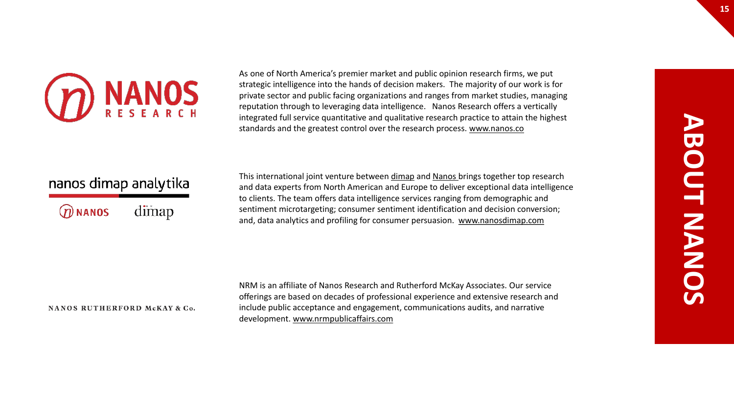# ABOUT NANOS

**NANOS RESEARCH**

As one of North America's premier market and public opinion research firms, we put strategic intelligence into the hands of decision makers. The majority of our work is for private sector and public facing organizations and ranges from market studies, managing reputation through to leveraging data intelligence. Nanos Research offers a vertically integrated full service quantitative and qualitative research practice to attain the highest standards and the greatest control over the research process. www.nanos.co

**nanos dimap analytika**

This international joint venture between dimap and Nanos brings together top research and data experts from North American and Europe to deliver exceptional data intelligence to clients. The team offers data intelligence services ranging from demographic and sentiment microtargeting; consumer sentiment identification and decision conversion; and, data analytics and profiling for consumer persuasion. www.nanosdimap.com

**NANOS RUTHERFORD McKAY & Co.**

NRM is an affiliate of Nanos Research and Rutherford McKay Associates. Our service offerings are based on decades of professional experience and extensive research and include public acceptance and engagement, communications audits, and narrative development. www.nrmpublicaffairs.com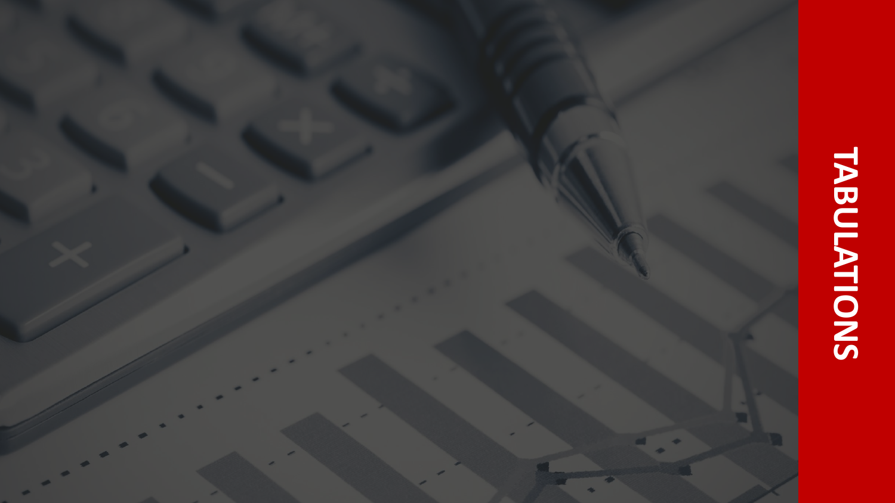# TABULATIONS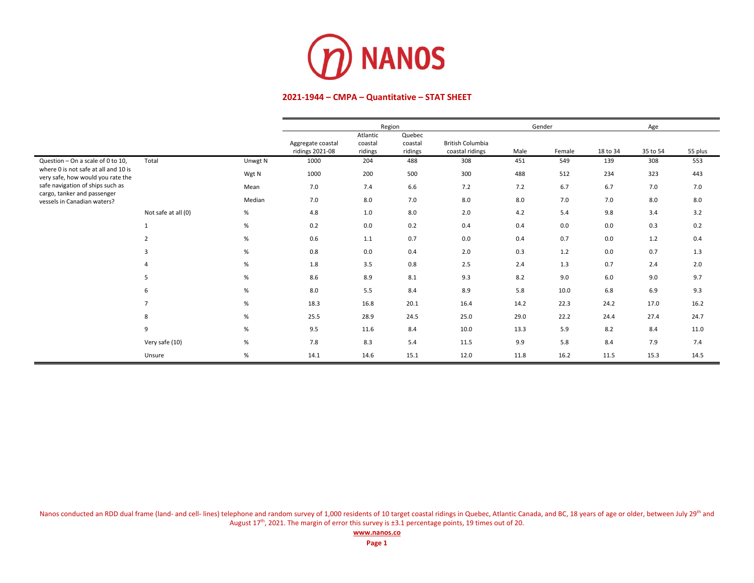NANOS

**2021-1944 – CMPA – Quantitative – STAT SHEET**

| | | | Region | | | | Gender | | Age | | |
|---|---|---|---|---|---|---|---|---|---|---|---|
| | | | Aggregate coastal ridings 2021-08 | Atlantic coastal ridings | Quebec coastal ridings | British Columbia coastal ridings | Male | Female | 18 to 34 | 35 to 54 | 55 plus |
| Question – On a scale of 0 to 10, where 0 is not safe at all and 10 is very safe, how would you rate the safe navigation of ships such as cargo, tanker and passenger vessels in Canadian waters? | Total | Unwgt N | 1000 | 204 | 488 | 308 | 451 | 549 | 139 | 308 | 553 |
| | | Wgt N | 1000 | 200 | 500 | 300 | 488 | 512 | 234 | 323 | 443 |
| | | Mean | 7.0 | 7.4 | 6.6 | 7.2 | 7.2 | 6.7 | 6.7 | 7.0 | 7.0 |
| | | Median | 7.0 | 8.0 | 7.0 | 8.0 | 8.0 | 7.0 | 7.0 | 8.0 | 8.0 |
| | Not safe at all (0) | % | 4.8 | 1.0 | 8.0 | 2.0 | 4.2 | 5.4 | 9.8 | 3.4 | 3.2 |
| | 1 | % | 0.2 | 0.0 | 0.2 | 0.4 | 0.4 | 0.0 | 0.0 | 0.3 | 0.2 |
| | 2 | % | 0.6 | 1.1 | 0.7 | 0.0 | 0.4 | 0.7 | 0.0 | 1.2 | 0.4 |
| | 3 | % | 0.8 | 0.0 | 0.4 | 2.0 | 0.3 | 1.2 | 0.0 | 0.7 | 1.3 |
| | 4 | % | 1.8 | 3.5 | 0.8 | 2.5 | 2.4 | 1.3 | 0.7 | 2.4 | 2.0 |
| | 5 | % | 8.6 | 8.9 | 8.1 | 9.3 | 8.2 | 9.0 | 6.0 | 9.0 | 9.7 |
| | 6 | % | 8.0 | 5.5 | 8.4 | 8.9 | 5.8 | 10.0 | 6.8 | 6.9 | 9.3 |
| | 7 | % | 18.3 | 16.8 | 20.1 | 16.4 | 14.2 | 22.3 | 24.2 | 17.0 | 16.2 |
| | 8 | % | 25.5 | 28.9 | 24.5 | 25.0 | 29.0 | 22.2 | 24.4 | 27.4 | 24.7 |
| | 9 | % | 9.5 | 11.6 | 8.4 | 10.0 | 13.3 | 5.9 | 8.2 | 8.4 | 11.0 |
| | Very safe (10) | % | 7.8 | 8.3 | 5.4 | 11.5 | 9.9 | 5.8 | 8.4 | 7.9 | 7.4 |
| | Unsure | % | 14.1 | 14.6 | 15.1 | 12.0 | 11.8 | 16.2 | 11.5 | 15.3 | 14.5 |

Nanos conducted an RDD dual frame (land- and cell- lines) telephone and random survey of 1,000 residents of 10 target coastal ridings in Quebec, Atlantic Canada, and BC, 18 years of age or older, between July 29th and August 17th, 2021. The margin of error this survey is ±3.1 percentage points, 19 times out of 20.

www.nanos.co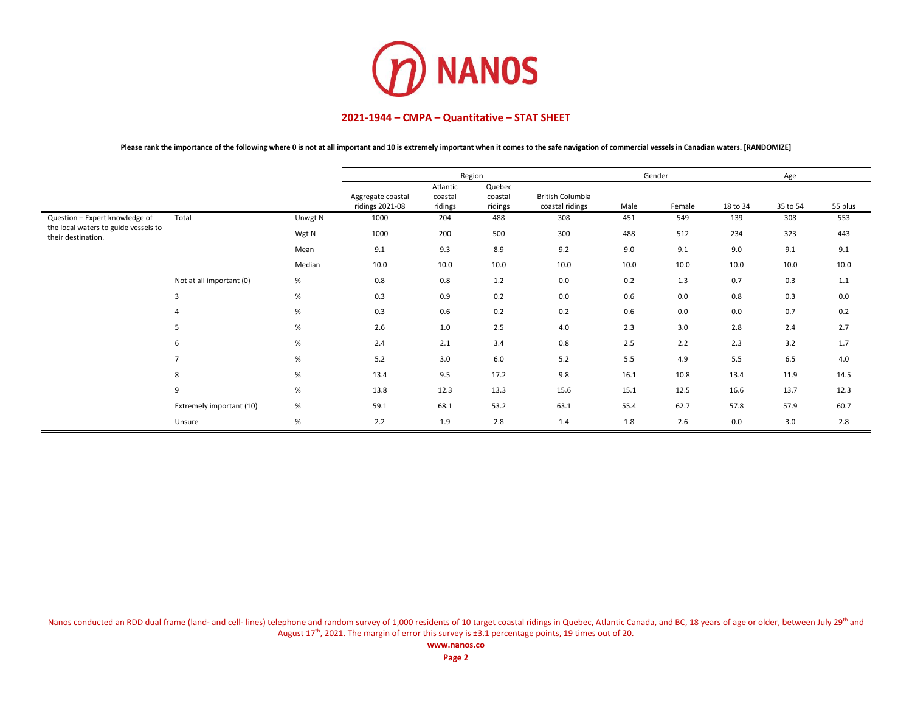# 2021-1944 – CMPA – Quantitative – STAT SHEET

**Please rank the importance of the following where 0 is not at all important and 10 is extremely important when it comes to the safe navigation of commercial vessels in Canadian waters. [RANDOMIZE]**

| | | | Region | | | | Gender | | Age | | |
|---|---|---|---|---|---|---|---|---|---|---|---|
| | | | Aggregate coastal ridings 2021-08 | Atlantic coastal ridings | Quebec coastal ridings | British Columbia coastal ridings | Male | Female | 18 to 34 | 35 to 54 | 55 plus |
| Question – Expert knowledge of the local waters to guide vessels to their destination. | Total | Unwgt N | 1000 | 204 | 488 | 308 | 451 | 549 | 139 | 308 | 553 |
| | | Wgt N | 1000 | 200 | 500 | 300 | 488 | 512 | 234 | 323 | 443 |
| | | Mean | 9.1 | 9.3 | 8.9 | 9.2 | 9.0 | 9.1 | 9.0 | 9.1 | 9.1 |
| | | Median | 10.0 | 10.0 | 10.0 | 10.0 | 10.0 | 10.0 | 10.0 | 10.0 | 10.0 |
| | Not at all important (0) | % | 0.8 | 0.8 | 1.2 | 0.0 | 0.2 | 1.3 | 0.7 | 0.3 | 1.1 |
| | 3 | % | 0.3 | 0.9 | 0.2 | 0.0 | 0.6 | 0.0 | 0.8 | 0.3 | 0.0 |
| | 4 | % | 0.3 | 0.6 | 0.2 | 0.2 | 0.6 | 0.0 | 0.0 | 0.7 | 0.2 |
| | 5 | % | 2.6 | 1.0 | 2.5 | 4.0 | 2.3 | 3.0 | 2.8 | 2.4 | 2.7 |
| | 6 | % | 2.4 | 2.1 | 3.4 | 0.8 | 2.5 | 2.2 | 2.3 | 3.2 | 1.7 |
| | 7 | % | 5.2 | 3.0 | 6.0 | 5.2 | 5.5 | 4.9 | 5.5 | 6.5 | 4.0 |
| | 8 | % | 13.4 | 9.5 | 17.2 | 9.8 | 16.1 | 10.8 | 13.4 | 11.9 | 14.5 |
| | 9 | % | 13.8 | 12.3 | 13.3 | 15.6 | 15.1 | 12.5 | 16.6 | 13.7 | 12.3 |
| | Extremely important (10) | % | 59.1 | 68.1 | 53.2 | 63.1 | 55.4 | 62.7 | 57.8 | 57.9 | 60.7 |
| | Unsure | % | 2.2 | 1.9 | 2.8 | 1.4 | 1.8 | 2.6 | 0.0 | 3.0 | 2.8 |

Nanos conducted an RDD dual frame (land- and cell- lines) telephone and random survey of 1,000 residents of 10 target coastal ridings in Quebec, Atlantic Canada, and BC, 18 years of age or older, between July 29th and August 17th, 2021. The margin of error this survey is ±3.1 percentage points, 19 times out of 20.

**www.nanos.co**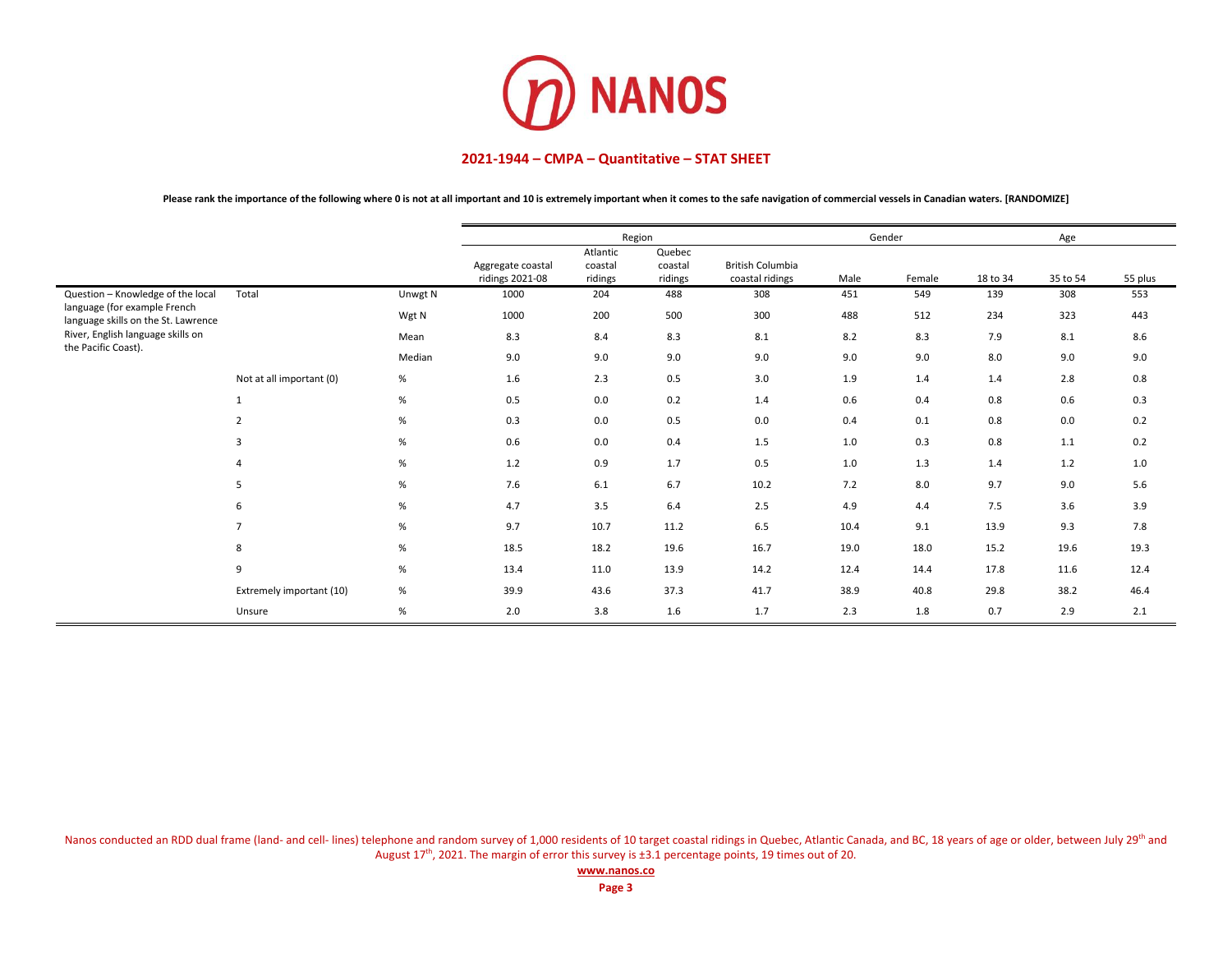NANOS

## 2021-1944 – CMPA – Quantitative – STAT SHEET

**Please rank the importance of the following where 0 is not at all important and 10 is extremely important when it comes to the safe navigation of commercial vessels in Canadian waters. [RANDOMIZE]**

| | | | Region | | | | Gender | | Age | | |
|---|---|---|---|---|---|---|---|---|---|---|---|
| | | | Aggregate coastal ridings 2021-08 | Atlantic coastal ridings | Quebec coastal ridings | British Columbia coastal ridings | Male | Female | 18 to 34 | 35 to 54 | 55 plus |
| Question – Knowledge of the local language (for example French language skills on the St. Lawrence River, English language skills on the Pacific Coast). | Total | Unwgt N | 1000 | 204 | 488 | 308 | 451 | 549 | 139 | 308 | 553 |
| | | Wgt N | 1000 | 200 | 500 | 300 | 488 | 512 | 234 | 323 | 443 |
| | | Mean | 8.3 | 8.4 | 8.3 | 8.1 | 8.2 | 8.3 | 7.9 | 8.1 | 8.6 |
| | | Median | 9.0 | 9.0 | 9.0 | 9.0 | 9.0 | 9.0 | 8.0 | 9.0 | 9.0 |
| | Not at all important (0) | % | 1.6 | 2.3 | 0.5 | 3.0 | 1.9 | 1.4 | 1.4 | 2.8 | 0.8 |
| | 1 | % | 0.5 | 0.0 | 0.2 | 1.4 | 0.6 | 0.4 | 0.8 | 0.6 | 0.3 |
| | 2 | % | 0.3 | 0.0 | 0.5 | 0.0 | 0.4 | 0.1 | 0.8 | 0.0 | 0.2 |
| | 3 | % | 0.6 | 0.0 | 0.4 | 1.5 | 1.0 | 0.3 | 0.8 | 1.1 | 0.2 |
| | 4 | % | 1.2 | 0.9 | 1.7 | 0.5 | 1.0 | 1.3 | 1.4 | 1.2 | 1.0 |
| | 5 | % | 7.6 | 6.1 | 6.7 | 10.2 | 7.2 | 8.0 | 9.7 | 9.0 | 5.6 |
| | 6 | % | 4.7 | 3.5 | 6.4 | 2.5 | 4.9 | 4.4 | 7.5 | 3.6 | 3.9 |
| | 7 | % | 9.7 | 10.7 | 11.2 | 6.5 | 10.4 | 9.1 | 13.9 | 9.3 | 7.8 |
| | 8 | % | 18.5 | 18.2 | 19.6 | 16.7 | 19.0 | 18.0 | 15.2 | 19.6 | 19.3 |
| | 9 | % | 13.4 | 11.0 | 13.9 | 14.2 | 12.4 | 14.4 | 17.8 | 11.6 | 12.4 |
| | Extremely important (10) | % | 39.9 | 43.6 | 37.3 | 41.7 | 38.9 | 40.8 | 29.8 | 38.2 | 46.4 |
| | Unsure | % | 2.0 | 3.8 | 1.6 | 1.7 | 2.3 | 1.8 | 0.7 | 2.9 | 2.1 |

Nanos conducted an RDD dual frame (land- and cell- lines) telephone and random survey of 1,000 residents of 10 target coastal ridings in Quebec, Atlantic Canada, and BC, 18 years of age or older, between July 29th and August 17th, 2021. The margin of error this survey is ±3.1 percentage points, 19 times out of 20.

**www.nanos.co**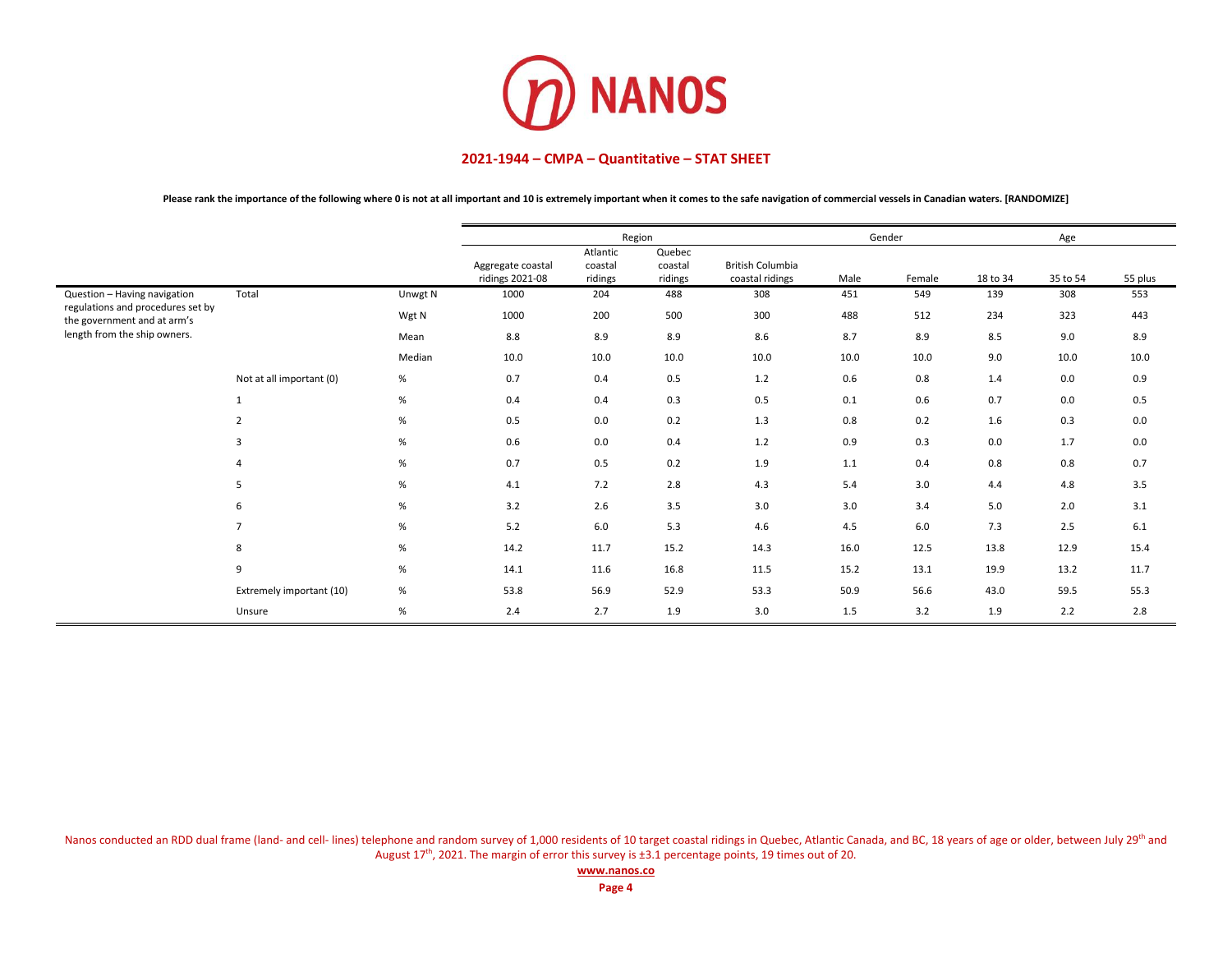## 2021-1944 – CMPA – Quantitative – STAT SHEET

**Please rank the importance of the following where 0 is not at all important and 10 is extremely important when it comes to the safe navigation of commercial vessels in Canadian waters. [RANDOMIZE]**

| | | | Region | | | | Gender | | Age | | |
|---|---|---|---|---|---|---|---|---|---|---|---|
| | | | Aggregate coastal ridings 2021-08 | Atlantic coastal ridings | Quebec coastal ridings | British Columbia coastal ridings | Male | Female | 18 to 34 | 35 to 54 | 55 plus |
| Question – Having navigation regulations and procedures set by the government and at arm's length from the ship owners. | Total | Unwgt N | 1000 | 204 | 488 | 308 | 451 | 549 | 139 | 308 | 553 |
| | | Wgt N | 1000 | 200 | 500 | 300 | 488 | 512 | 234 | 323 | 443 |
| | | Mean | 8.8 | 8.9 | 8.9 | 8.6 | 8.7 | 8.9 | 8.5 | 9.0 | 8.9 |
| | | Median | 10.0 | 10.0 | 10.0 | 10.0 | 10.0 | 10.0 | 9.0 | 10.0 | 10.0 |
| | Not at all important (0) | % | 0.7 | 0.4 | 0.5 | 1.2 | 0.6 | 0.8 | 1.4 | 0.0 | 0.9 |
| | 1 | % | 0.4 | 0.4 | 0.3 | 0.5 | 0.1 | 0.6 | 0.7 | 0.0 | 0.5 |
| | 2 | % | 0.5 | 0.0 | 0.2 | 1.3 | 0.8 | 0.2 | 1.6 | 0.3 | 0.0 |
| | 3 | % | 0.6 | 0.0 | 0.4 | 1.2 | 0.9 | 0.3 | 0.0 | 1.7 | 0.0 |
| | 4 | % | 0.7 | 0.5 | 0.2 | 1.9 | 1.1 | 0.4 | 0.8 | 0.8 | 0.7 |
| | 5 | % | 4.1 | 7.2 | 2.8 | 4.3 | 5.4 | 3.0 | 4.4 | 4.8 | 3.5 |
| | 6 | % | 3.2 | 2.6 | 3.5 | 3.0 | 3.0 | 3.4 | 5.0 | 2.0 | 3.1 |
| | 7 | % | 5.2 | 6.0 | 5.3 | 4.6 | 4.5 | 6.0 | 7.3 | 2.5 | 6.1 |
| | 8 | % | 14.2 | 11.7 | 15.2 | 14.3 | 16.0 | 12.5 | 13.8 | 12.9 | 15.4 |
| | 9 | % | 14.1 | 11.6 | 16.8 | 11.5 | 15.2 | 13.1 | 19.9 | 13.2 | 11.7 |
| | Extremely important (10) | % | 53.8 | 56.9 | 52.9 | 53.3 | 50.9 | 56.6 | 43.0 | 59.5 | 55.3 |
| | Unsure | % | 2.4 | 2.7 | 1.9 | 3.0 | 1.5 | 3.2 | 1.9 | 2.2 | 2.8 |

Nanos conducted an RDD dual frame (land- and cell- lines) telephone and random survey of 1,000 residents of 10 target coastal ridings in Quebec, Atlantic Canada, and BC, 18 years of age or older, between July 29th and August 17th, 2021. The margin of error this survey is ±3.1 percentage points, 19 times out of 20.

www.nanos.co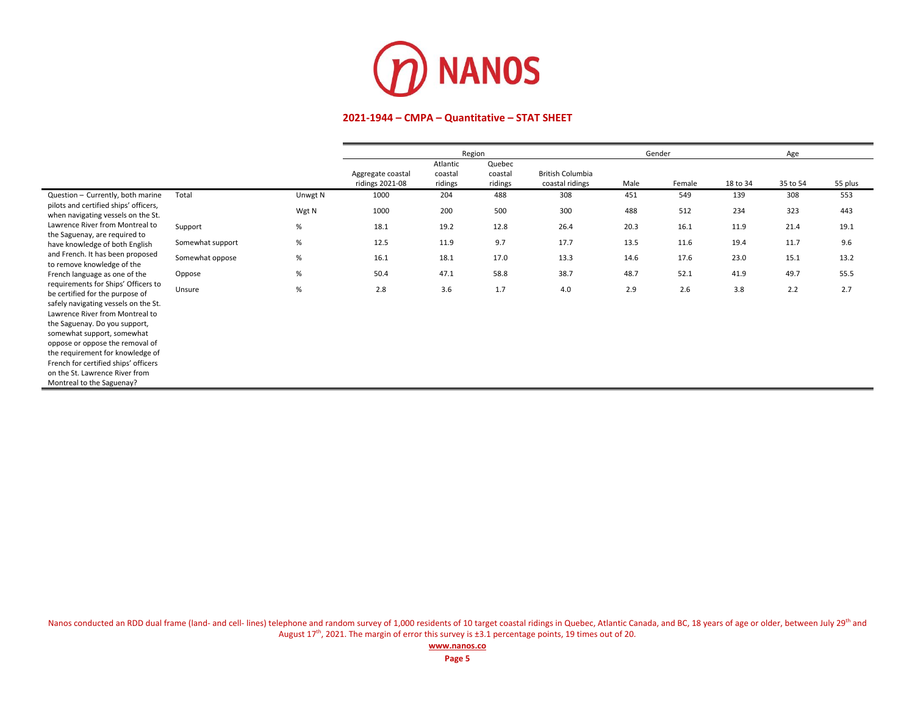# NANOS

## 2021-1944 – CMPA – Quantitative – STAT SHEET

| | | | Region | | | | Gender | | Age | | |
|---|---|---|---|---|---|---|---|---|---|---|---|
| | | | Aggregate coastal ridings 2021-08 | Atlantic coastal ridings | Quebec coastal ridings | British Columbia coastal ridings | Male | Female | 18 to 34 | 35 to 54 | 55 plus |
| Question – Currently, both marine pilots and certified ships' officers, when navigating vessels on the St. Lawrence River from Montreal to the Saguenay, are required to have knowledge of both English and French. It has been proposed to remove knowledge of the French language as one of the requirements for Ships' Officers to be certified for the purpose of safely navigating vessels on the St. Lawrence River from Montreal to the Saguenay. Do you support, somewhat support, somewhat oppose or oppose the removal of the requirement for knowledge of French for certified ships' officers on the St. Lawrence River from Montreal to the Saguenay? | Total | Unwgt N | 1000 | 204 | 488 | 308 | 451 | 549 | 139 | 308 | 553 |
| | | Wgt N | 1000 | 200 | 500 | 300 | 488 | 512 | 234 | 323 | 443 |
| | Support | % | 18.1 | 19.2 | 12.8 | 26.4 | 20.3 | 16.1 | 11.9 | 21.4 | 19.1 |
| | Somewhat support | % | 12.5 | 11.9 | 9.7 | 17.7 | 13.5 | 11.6 | 19.4 | 11.7 | 9.6 |
| | Somewhat oppose | % | 16.1 | 18.1 | 17.0 | 13.3 | 14.6 | 17.6 | 23.0 | 15.1 | 13.2 |
| | Oppose | % | 50.4 | 47.1 | 58.8 | 38.7 | 48.7 | 52.1 | 41.9 | 49.7 | 55.5 |
| | Unsure | % | 2.8 | 3.6 | 1.7 | 4.0 | 2.9 | 2.6 | 3.8 | 2.2 | 2.7 |

Nanos conducted an RDD dual frame (land- and cell- lines) telephone and random survey of 1,000 residents of 10 target coastal ridings in Quebec, Atlantic Canada, and BC, 18 years of age or older, between July 29th and August 17th, 2021. The margin of error this survey is ±3.1 percentage points, 19 times out of 20.

**www.nanos.co**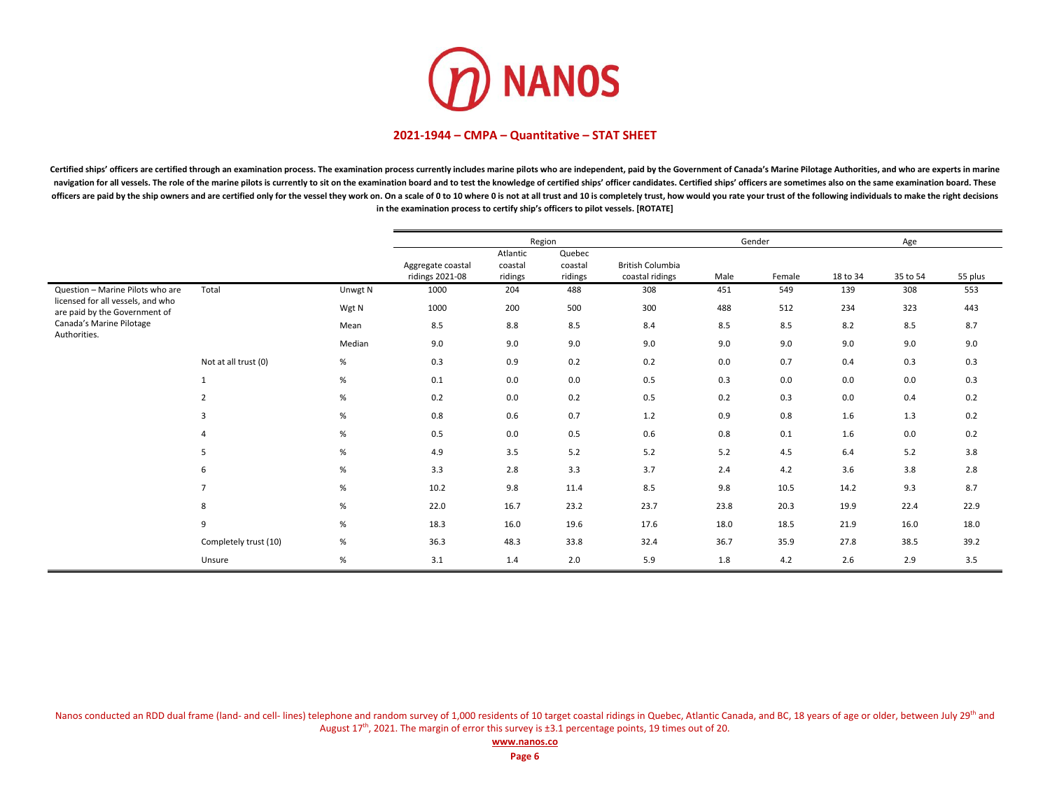# 2021-1944 – CMPA – Quantitative – STAT SHEET

**Certified ships' officers are certified through an examination process. The examination process currently includes marine pilots who are independent, paid by the Government of Canada's Marine Pilotage Authorities, and who are experts in marine navigation for all vessels. The role of the marine pilots is currently to sit on the examination board and to test the knowledge of certified ships' officer candidates. Certified ships' officers are sometimes also on the same examination board. These officers are paid by the ship owners and are certified only for the vessel they work on. On a scale of 0 to 10 where 0 is not at all trust and 10 is completely trust, how would you rate your trust of the following individuals to make the right decisions in the examination process to certify ship's officers to pilot vessels. [ROTATE]**

| | | | Region | | | | Gender | | Age | | |
|---|---|---|---|---|---|---|---|---|---|---|---|
| | | | Aggregate coastal ridings 2021-08 | Atlantic coastal ridings | Quebec coastal ridings | British Columbia coastal ridings | Male | Female | 18 to 34 | 35 to 54 | 55 plus |
| Question – Marine Pilots who are licensed for all vessels, and who are paid by the Government of Canada's Marine Pilotage Authorities. | Total | Unwgt N | 1000 | 204 | 488 | 308 | 451 | 549 | 139 | 308 | 553 |
| | | Wgt N | 1000 | 200 | 500 | 300 | 488 | 512 | 234 | 323 | 443 |
| | | Mean | 8.5 | 8.8 | 8.5 | 8.4 | 8.5 | 8.5 | 8.2 | 8.5 | 8.7 |
| | | Median | 9.0 | 9.0 | 9.0 | 9.0 | 9.0 | 9.0 | 9.0 | 9.0 | 9.0 |
| | Not at all trust (0) | % | 0.3 | 0.9 | 0.2 | 0.2 | 0.0 | 0.7 | 0.4 | 0.3 | 0.3 |
| | 1 | % | 0.1 | 0.0 | 0.0 | 0.5 | 0.3 | 0.0 | 0.0 | 0.0 | 0.3 |
| | 2 | % | 0.2 | 0.0 | 0.2 | 0.5 | 0.2 | 0.3 | 0.0 | 0.4 | 0.2 |
| | 3 | % | 0.8 | 0.6 | 0.7 | 1.2 | 0.9 | 0.8 | 1.6 | 1.3 | 0.2 |
| | 4 | % | 0.5 | 0.0 | 0.5 | 0.6 | 0.8 | 0.1 | 1.6 | 0.0 | 0.2 |
| | 5 | % | 4.9 | 3.5 | 5.2 | 5.2 | 5.2 | 4.5 | 6.4 | 5.2 | 3.8 |
| | 6 | % | 3.3 | 2.8 | 3.3 | 3.7 | 2.4 | 4.2 | 3.6 | 3.8 | 2.8 |
| | 7 | % | 10.2 | 9.8 | 11.4 | 8.5 | 9.8 | 10.5 | 14.2 | 9.3 | 8.7 |
| | 8 | % | 22.0 | 16.7 | 23.2 | 23.7 | 23.8 | 20.3 | 19.9 | 22.4 | 22.9 |
| | 9 | % | 18.3 | 16.0 | 19.6 | 17.6 | 18.0 | 18.5 | 21.9 | 16.0 | 18.0 |
| | Completely trust (10) | % | 36.3 | 48.3 | 33.8 | 32.4 | 36.7 | 35.9 | 27.8 | 38.5 | 39.2 |
| | Unsure | % | 3.1 | 1.4 | 2.0 | 5.9 | 1.8 | 4.2 | 2.6 | 2.9 | 3.5 |

Nanos conducted an RDD dual frame (land- and cell- lines) telephone and random survey of 1,000 residents of 10 target coastal ridings in Quebec, Atlantic Canada, and BC, 18 years of age or older, between July 29th and August 17th, 2021. The margin of error this survey is ±3.1 percentage points, 19 times out of 20.

**www.nanos.co**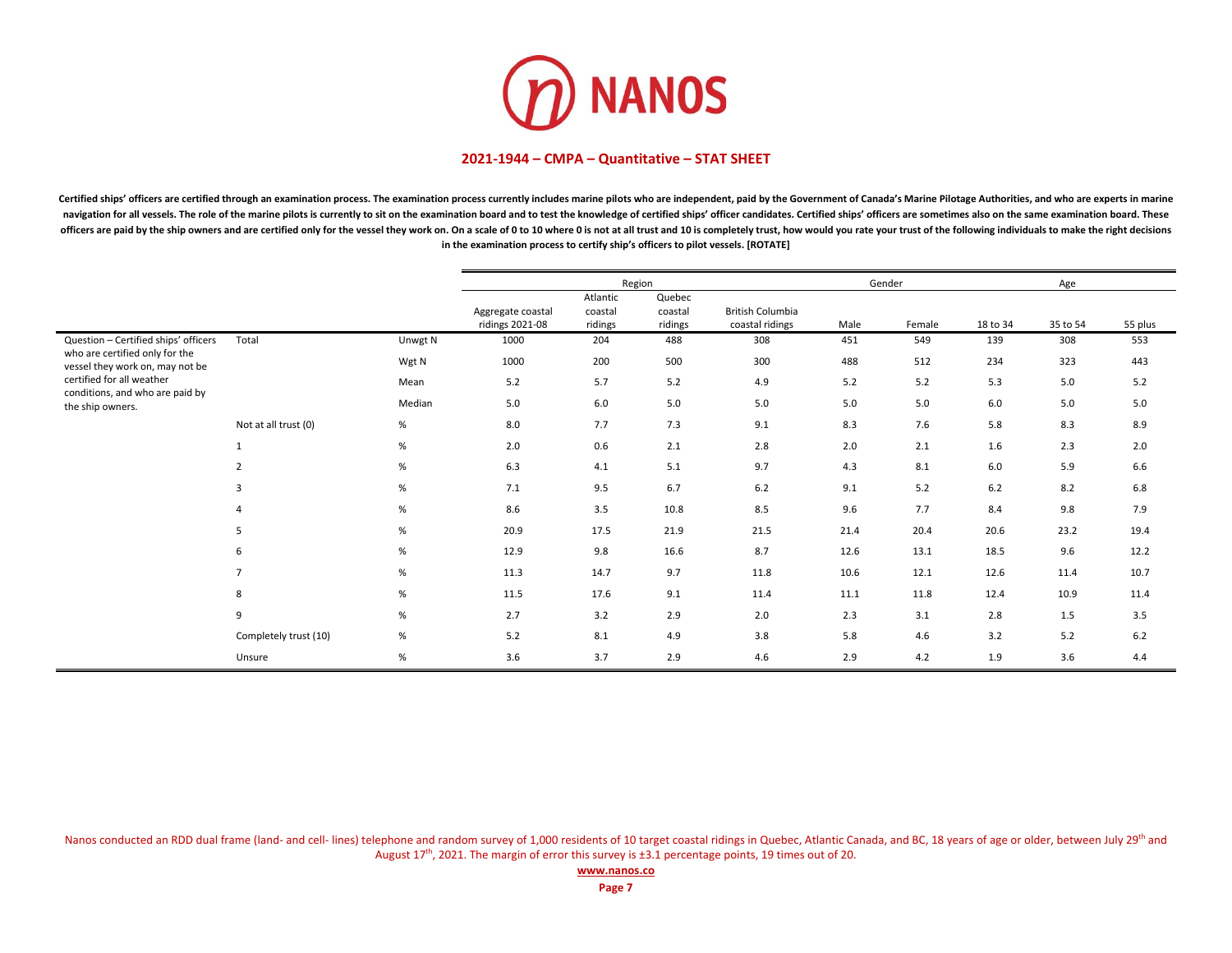## 2021-1944 – CMPA – Quantitative – STAT SHEET

**Certified ships' officers are certified through an examination process. The examination process currently includes marine pilots who are independent, paid by the Government of Canada's Marine Pilotage Authorities, and who are experts in marine navigation for all vessels. The role of the marine pilots is currently to sit on the examination board and to test the knowledge of certified ships' officer candidates. Certified ships' officers are sometimes also on the same examination board. These officers are paid by the ship owners and are certified only for the vessel they work on. On a scale of 0 to 10 where 0 is not at all trust and 10 is completely trust, how would you rate your trust of the following individuals to make the right decisions in the examination process to certify ship's officers to pilot vessels. [ROTATE]**

| | | | | Region | | | Gender | | Age | | |
|---|---|---|---|---|---|---|---|---|---|---|---|
| | | | Aggregate coastal ridings 2021-08 | Atlantic coastal ridings | Quebec coastal ridings | British Columbia coastal ridings | Male | Female | 18 to 34 | 35 to 54 | 55 plus |
| Question – Certified ships' officers who are certified only for the vessel they work on, may not be certified for all weather conditions, and who are paid by the ship owners. | Total | Unwgt N | 1000 | 204 | 488 | 308 | 451 | 549 | 139 | 308 | 553 |
| | | Wgt N | 1000 | 200 | 500 | 300 | 488 | 512 | 234 | 323 | 443 |
| | | Mean | 5.2 | 5.7 | 5.2 | 4.9 | 5.2 | 5.2 | 5.3 | 5.0 | 5.2 |
| | | Median | 5.0 | 6.0 | 5.0 | 5.0 | 5.0 | 5.0 | 6.0 | 5.0 | 5.0 |
| | Not at all trust (0) | % | 8.0 | 7.7 | 7.3 | 9.1 | 8.3 | 7.6 | 5.8 | 8.3 | 8.9 |
| | 1 | % | 2.0 | 0.6 | 2.1 | 2.8 | 2.0 | 2.1 | 1.6 | 2.3 | 2.0 |
| | 2 | % | 6.3 | 4.1 | 5.1 | 9.7 | 4.3 | 8.1 | 6.0 | 5.9 | 6.6 |
| | 3 | % | 7.1 | 9.5 | 6.7 | 6.2 | 9.1 | 5.2 | 6.2 | 8.2 | 6.8 |
| | 4 | % | 8.6 | 3.5 | 10.8 | 8.5 | 9.6 | 7.7 | 8.4 | 9.8 | 7.9 |
| | 5 | % | 20.9 | 17.5 | 21.9 | 21.5 | 21.4 | 20.4 | 20.6 | 23.2 | 19.4 |
| | 6 | % | 12.9 | 9.8 | 16.6 | 8.7 | 12.6 | 13.1 | 18.5 | 9.6 | 12.2 |
| | 7 | % | 11.3 | 14.7 | 9.7 | 11.8 | 10.6 | 12.1 | 12.6 | 11.4 | 10.7 |
| | 8 | % | 11.5 | 17.6 | 9.1 | 11.4 | 11.1 | 11.8 | 12.4 | 10.9 | 11.4 |
| | 9 | % | 2.7 | 3.2 | 2.9 | 2.0 | 2.3 | 3.1 | 2.8 | 1.5 | 3.5 |
| | Completely trust (10) | % | 5.2 | 8.1 | 4.9 | 3.8 | 5.8 | 4.6 | 3.2 | 5.2 | 6.2 |
| | Unsure | % | 3.6 | 3.7 | 2.9 | 4.6 | 2.9 | 4.2 | 1.9 | 3.6 | 4.4 |

Nanos conducted an RDD dual frame (land- and cell- lines) telephone and random survey of 1,000 residents of 10 target coastal ridings in Quebec, Atlantic Canada, and BC, 18 years of age or older, between July 29th and August 17th, 2021. The margin of error this survey is ±3.1 percentage points, 19 times out of 20.

**www.nanos.co**